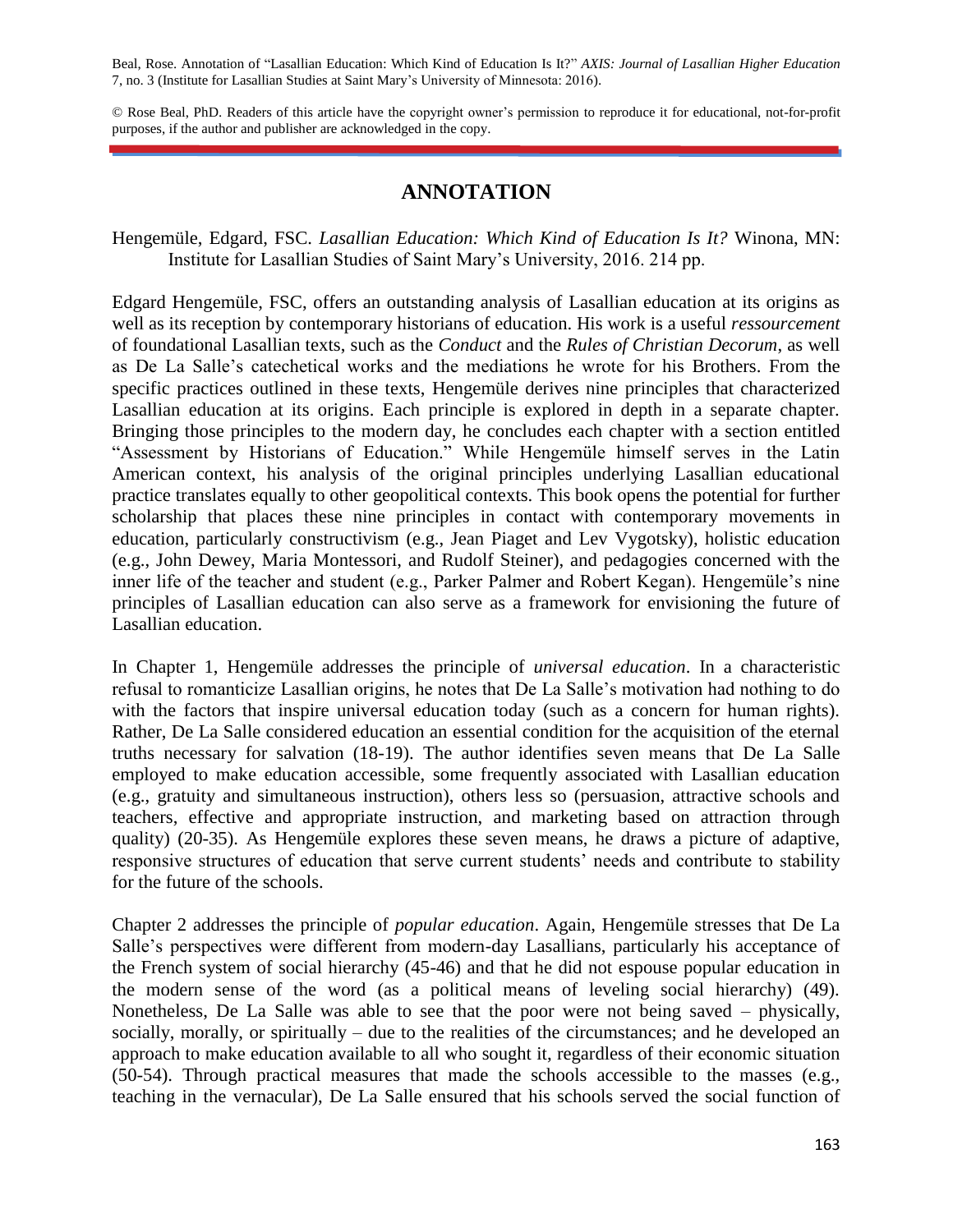Beal, Rose. Annotation of "Lasallian Education: Which Kind of Education Is It?" *AXIS: Journal of Lasallian Higher Education* 7, no. 3 (Institute for Lasallian Studies at Saint Mary's University of Minnesota: 2016).

© Rose Beal, PhD. Readers of this article have the copyright owner's permission to reproduce it for educational, not-for-profit purposes, if the author and publisher are acknowledged in the copy.

# ANNOTATION

Hengemüle, Edgard, FSC. *Lasallian Education: Which Kind of Education Is It?* Winona, MN: Institute for Lasallian Studies of Saint Mary's University, 2016. 214 pp.

Edgard Hengemüle, FSC, offers an outstanding analysis of Lasallian education at its origins as well as its reception by contemporary historians of education. His work is a useful *ressourcement* of foundational Lasallian texts, such as the *Conduct* and the *Rules of Christian Decorum*, as well as De La Salle's catechetical works and the mediations he wrote for his Brothers. From the specific practices outlined in these texts, Hengemüle derives nine principles that characterized Lasallian education at its origins. Each principle is explored in depth in a separate chapter. Bringing those principles to the modern day, he concludes each chapter with a section entitled "Assessment by Historians of Education." While Hengemüle himself serves in the Latin American context, his analysis of the original principles underlying Lasallian educational practice translates equally to other geopolitical contexts. This book opens the potential for further scholarship that places these nine principles in contact with contemporary movements in education, particularly constructivism (e.g., Jean Piaget and Lev Vygotsky), holistic education (e.g., John Dewey, Maria Montessori, and Rudolf Steiner), and pedagogies concerned with the inner life of the teacher and student (e.g., Parker Palmer and Robert Kegan). Hengemüle's nine principles of Lasallian education can also serve as a framework for envisioning the future of Lasallian education.

In Chapter 1, Hengemüle addresses the principle of *universal education*. In a characteristic refusal to romanticize Lasallian origins, he notes that De La Salle's motivation had nothing to do with the factors that inspire universal education today (such as a concern for human rights). Rather, De La Salle considered education an essential condition for the acquisition of the eternal truths necessary for salvation (18-19). The author identifies seven means that De La Salle employed to make education accessible, some frequently associated with Lasallian education (e.g., gratuity and simultaneous instruction), others less so (persuasion, attractive schools and teachers, effective and appropriate instruction, and marketing based on attraction through quality) (20-35). As Hengemüle explores these seven means, he draws a picture of adaptive, responsive structures of education that serve current students' needs and contribute to stability for the future of the schools.

Chapter 2 addresses the principle of *popular education*. Again, Hengemüle stresses that De La Salle's perspectives were different from modern-day Lasallians, particularly his acceptance of the French system of social hierarchy (45-46) and that he did not espouse popular education in the modern sense of the word (as a political means of leveling social hierarchy) (49). Nonetheless, De La Salle was able to see that the poor were not being saved – physically, socially, morally, or spiritually – due to the realities of the circumstances; and he developed an approach to make education available to all who sought it, regardless of their economic situation (50-54). Through practical measures that made the schools accessible to the masses (e.g., teaching in the vernacular), De La Salle ensured that his schools served the social function of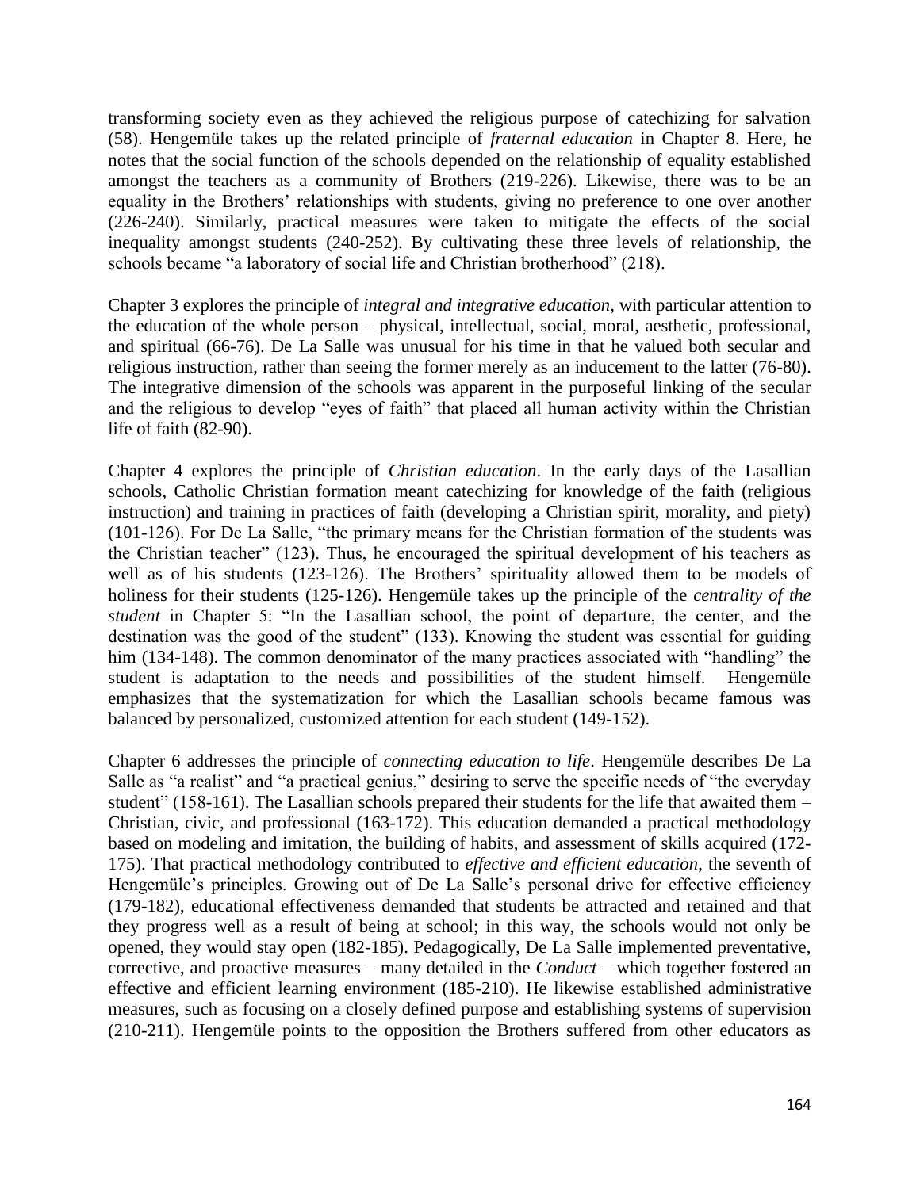transforming society even as they achieved the religious purpose of catechizing for salvation (58). Hengemüle takes up the related principle of *fraternal education* in Chapter 8. Here, he notes that the social function of the schools depended on the relationship of equality established amongst the teachers as a community of Brothers (219-226). Likewise, there was to be an equality in the Brothers' relationships with students, giving no preference to one over another (226-240). Similarly, practical measures were taken to mitigate the effects of the social inequality amongst students (240-252). By cultivating these three levels of relationship, the schools became "a laboratory of social life and Christian brotherhood" (218).

Chapter 3 explores the principle of *integral and integrative education*, with particular attention to the education of the whole person – physical, intellectual, social, moral, aesthetic, professional, and spiritual (66-76). De La Salle was unusual for his time in that he valued both secular and religious instruction, rather than seeing the former merely as an inducement to the latter (76-80). The integrative dimension of the schools was apparent in the purposeful linking of the secular and the religious to develop "eyes of faith" that placed all human activity within the Christian life of faith (82-90).

Chapter 4 explores the principle of *Christian education*. In the early days of the Lasallian schools, Catholic Christian formation meant catechizing for knowledge of the faith (religious instruction) and training in practices of faith (developing a Christian spirit, morality, and piety) (101-126). For De La Salle, "the primary means for the Christian formation of the students was the Christian teacher" (123). Thus, he encouraged the spiritual development of his teachers as well as of his students (123-126). The Brothers' spirituality allowed them to be models of holiness for their students (125-126). Hengemüle takes up the principle of the *centrality of the student* in Chapter 5: "In the Lasallian school, the point of departure, the center, and the destination was the good of the student" (133). Knowing the student was essential for guiding him (134-148). The common denominator of the many practices associated with "handling" the student is adaptation to the needs and possibilities of the student himself. Hengemüle emphasizes that the systematization for which the Lasallian schools became famous was balanced by personalized, customized attention for each student (149-152).

Chapter 6 addresses the principle of *connecting education to life*. Hengemüle describes De La Salle as "a realist" and "a practical genius," desiring to serve the specific needs of "the everyday student" (158-161). The Lasallian schools prepared their students for the life that awaited them – Christian, civic, and professional (163-172). This education demanded a practical methodology based on modeling and imitation, the building of habits, and assessment of skills acquired (172-175). That practical methodology contributed to *effective and efficient education*, the seventh of Hengemüle's principles. Growing out of De La Salle's personal drive for effective efficiency (179-182), educational effectiveness demanded that students be attracted and retained and that they progress well as a result of being at school; in this way, the schools would not only be opened, they would stay open (182-185). Pedagogically, De La Salle implemented preventative, corrective, and proactive measures – many detailed in the *Conduct* – which together fostered an effective and efficient learning environment (185-210). He likewise established administrative measures, such as focusing on a closely defined purpose and establishing systems of supervision (210-211). Hengemüle points to the opposition the Brothers suffered from other educators as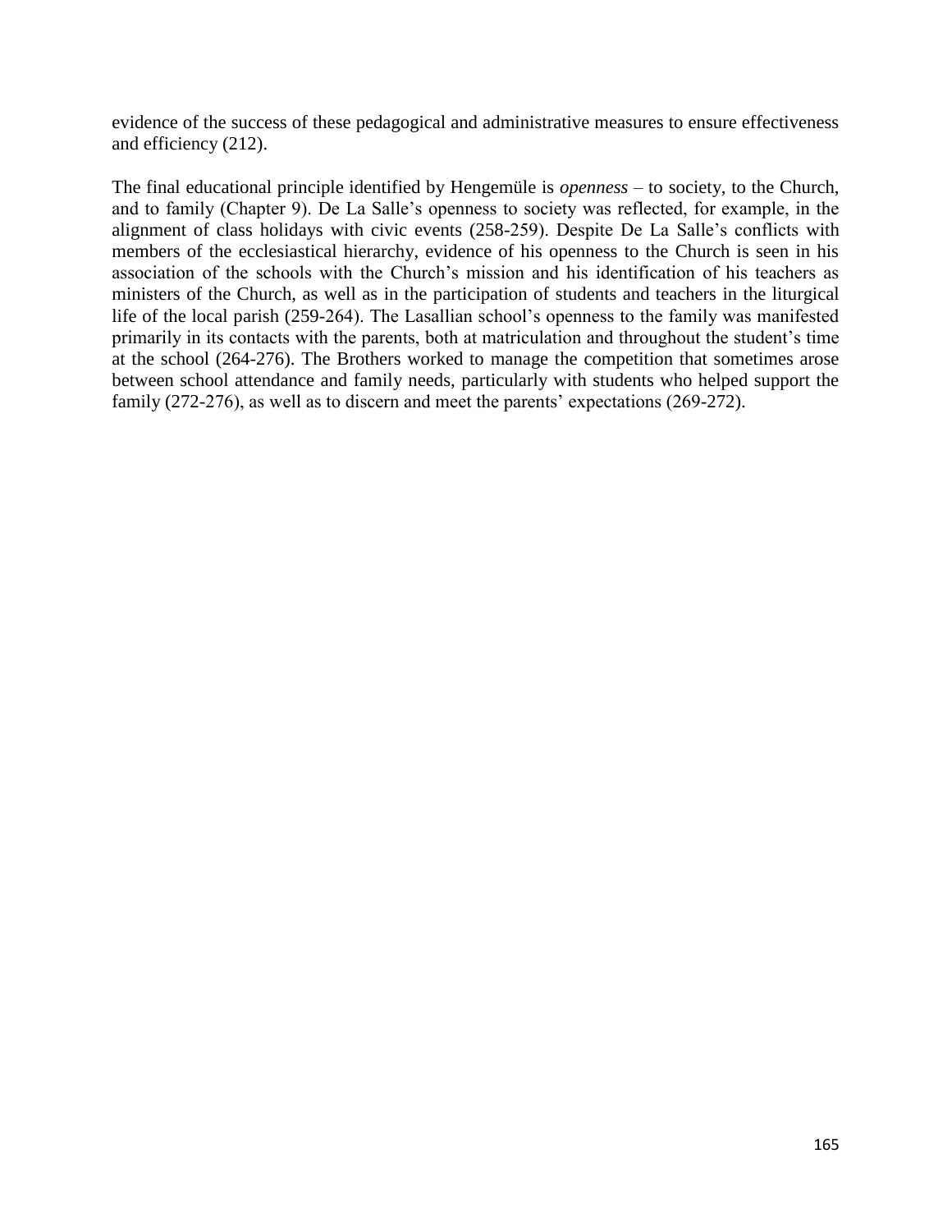evidence of the success of these pedagogical and administrative measures to ensure effectiveness and efficiency (212).

The final educational principle identified by Hengemüle is *openness* – to society, to the Church, and to family (Chapter 9). De La Salle's openness to society was reflected, for example, in the alignment of class holidays with civic events (258-259). Despite De La Salle's conflicts with members of the ecclesiastical hierarchy, evidence of his openness to the Church is seen in his association of the schools with the Church's mission and his identification of his teachers as ministers of the Church, as well as in the participation of students and teachers in the liturgical life of the local parish (259-264). The Lasallian school's openness to the family was manifested primarily in its contacts with the parents, both at matriculation and throughout the student's time at the school (264-276). The Brothers worked to manage the competition that sometimes arose between school attendance and family needs, particularly with students who helped support the family (272-276), as well as to discern and meet the parents' expectations (269-272).